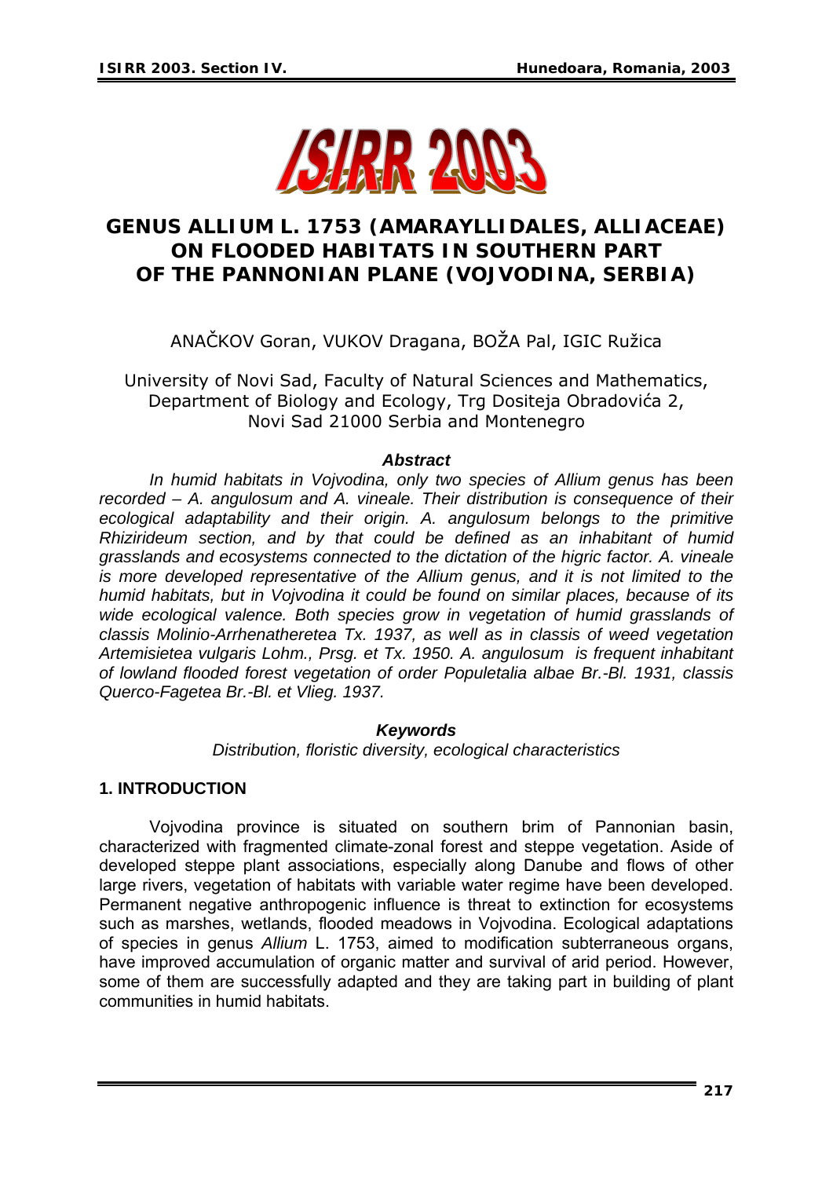# GENUS ALLIUM L. 1753 (AMARAYLLIDALES, ALLIACEAE) ON FLOODED HABITATS IN SOUTHERN PART OF THE PANNONIAN PLANE (VOJVODINA, SERBIA)

ANAČKOV Goran, VUKOV Dragana, BOŽA Pal, IGIC Ružica

University of Novi Sad, Faculty of Natural Sciences and Mathematics, Department of Biology and Ecology, Trg Dositeja Obradovića 2, Novi Sad 21000 Serbia and Montenegro

***Abstract***

*In humid habitats in Vojvodina, only two species of Allium genus has been recorded – A. angulosum and A. vineale. Their distribution is consequence of their ecological adaptability and their origin. A. angulosum belongs to the primitive Rhizirideum section, and by that could be defined as an inhabitant of humid grasslands and ecosystems connected to the dictation of the higric factor. A. vineale is more developed representative of the Allium genus, and it is not limited to the humid habitats, but in Vojvodina it could be found on similar places, because of its wide ecological valence. Both species grow in vegetation of humid grasslands of classis Molinio-Arrhenatheretea Tx. 1937, as well as in classis of weed vegetation Artemisietea vulgaris Lohm., Prsg. et Tx. 1950. A. angulosum is frequent inhabitant of lowland flooded forest vegetation of order Populetalia albae Br.-Bl. 1931, classis Querco-Fagetea Br.-Bl. et Vlieg. 1937.*

***Keywords***

*Distribution, floristic diversity, ecological characteristics*

## 1. INTRODUCTION

Vojvodina province is situated on southern brim of Pannonian basin, characterized with fragmented climate-zonal forest and steppe vegetation. Aside of developed steppe plant associations, especially along Danube and flows of other large rivers, vegetation of habitats with variable water regime have been developed. Permanent negative anthropogenic influence is threat to extinction for ecosystems such as marshes, wetlands, flooded meadows in Vojvodina. Ecological adaptations of species in genus *Allium* L. 1753, aimed to modification subterraneous organs, have improved accumulation of organic matter and survival of arid period. However, some of them are successfully adapted and they are taking part in building of plant communities in humid habitats.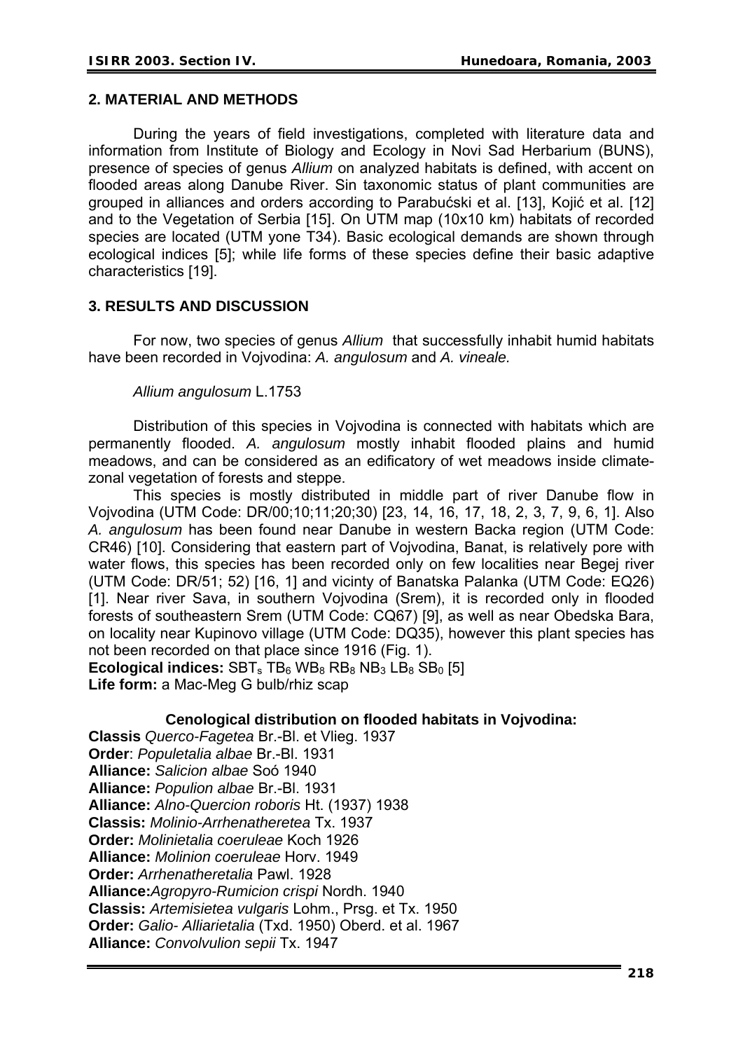## 2. MATERIAL AND METHODS

During the years of field investigations, completed with literature data and information from Institute of Biology and Ecology in Novi Sad Herbarium (BUNS), presence of species of genus *Allium* on analyzed habitats is defined, with accent on flooded areas along Danube River. Sin taxonomic status of plant communities are grouped in alliances and orders according to Parabućski et al. [13], Kojić et al. [12] and to the Vegetation of Serbia [15]. On UTM map (10x10 km) habitats of recorded species are located (UTM yone T34). Basic ecological demands are shown through ecological indices [5]; while life forms of these species define their basic adaptive characteristics [19].

## 3. RESULTS AND DISCUSSION

For now, two species of genus *Allium* that successfully inhabit humid habitats have been recorded in Vojvodina: *A. angulosum* and *A. vineale.*

*Allium angulosum* L.1753

Distribution of this species in Vojvodina is connected with habitats which are permanently flooded. *A. angulosum* mostly inhabit flooded plains and humid meadows, and can be considered as an edificatory of wet meadows inside climate-zonal vegetation of forests and steppe.

This species is mostly distributed in middle part of river Danube flow in Vojvodina (UTM Code: DR/00;10;11;20;30) [23, 14, 16, 17, 18, 2, 3, 7, 9, 6, 1]. Also *A. angulosum* has been found near Danube in western Backa region (UTM Code: CR46) [10]. Considering that eastern part of Vojvodina, Banat, is relatively pore with water flows, this species has been recorded only on few localities near Begej river (UTM Code: DR/51; 52) [16, 1] and vicinty of Banatska Palanka (UTM Code: EQ26) [1]. Near river Sava, in southern Vojvodina (Srem), it is recorded only in flooded forests of southeastern Srem (UTM Code: CQ67) [9], as well as near Obedska Bara, on locality near Kupinovo village (UTM Code: DQ35), however this plant species has not been recorded on that place since 1916 (Fig. 1).

**Ecological indices:** $SBT_s$ $TB_6$ $WB_8$ $RB_8$ $NB_3$ $LB_8$ $SB_0$ [5]

**Life form:** a Mac-Meg G bulb/rhiz scap

**Cenological distribution on flooded habitats in Vojvodina:**

**Classis** *Querco-Fagetea* Br.-Bl. et Vlieg. 1937
**Order**: *Populetalia albae* Br.-Bl. 1931
**Alliance:** *Salicion albae* Soó 1940
**Alliance:** *Populion albae* Br.-Bl. 1931
**Alliance:** *Alno-Quercion roboris* Ht. (1937) 1938
**Classis:** *Molinio-Arrhenatheretea* Tx. 1937
**Order:** *Molinietalia coeruleae* Koch 1926
**Alliance:** *Molinion coeruleae* Horv. 1949
**Order:** *Arrhenatheretalia* Pawl. 1928
**Alliance:** *Agropyro-Rumicion crispi* Nordh. 1940
**Classis:** *Artemisietea vulgaris* Lohm., Prsg. et Tx. 1950
**Order:** *Galio- Alliarietalia* (Txd. 1950) Oberd. et al. 1967
**Alliance:** *Convolvulion sepii* Tx. 1947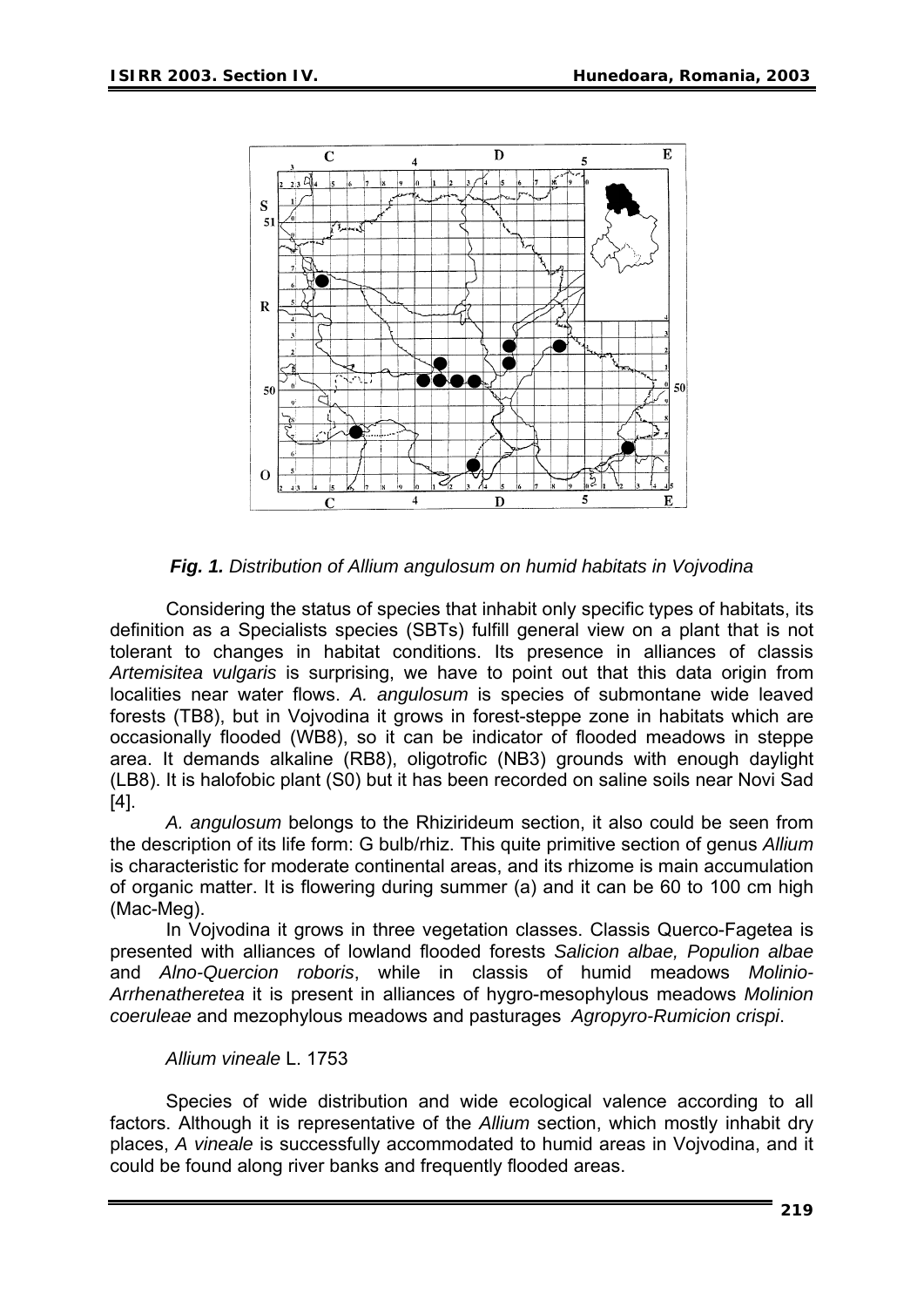*Fig. 1. Distribution of Allium angulosum on humid habitats in Vojvodina*

Considering the status of species that inhabit only specific types of habitats, its definition as a Specialists species (SBTs) fulfill general view on a plant that is not tolerant to changes in habitat conditions. Its presence in alliances of classis *Artemisitea vulgaris* is surprising, we have to point out that this data origin from localities near water flows. *A. angulosum* is species of submontane wide leaved forests (TB8), but in Vojvodina it grows in forest-steppe zone in habitats which are occasionally flooded (WB8), so it can be indicator of flooded meadows in steppe area. It demands alkaline (RB8), oligotrofic (NB3) grounds with enough daylight (LB8). It is halofobic plant (S0) but it has been recorded on saline soils near Novi Sad [4].

*A. angulosum* belongs to the Rhizirideum section, it also could be seen from the description of its life form: G bulb/rhiz. This quite primitive section of genus *Allium* is characteristic for moderate continental areas, and its rhizome is main accumulation of organic matter. It is flowering during summer (a) and it can be 60 to 100 cm high (Mac-Meg).

In Vojvodina it grows in three vegetation classes. Classis Querco-Fagetea is presented with alliances of lowland flooded forests *Salicion albae, Populion albae* and *Alno-Quercion roboris*, while in classis of humid meadows *Molinio-Arrhenatheretea* it is present in alliances of hygro-mesophylous meadows *Molinion coeruleae* and mezophylous meadows and pasturages *Agropyro-Rumicion crispi*.

*Allium vineale* L. 1753

Species of wide distribution and wide ecological valence according to all factors. Although it is representative of the *Allium* section, which mostly inhabit dry places, *A vineale* is successfully accommodated to humid areas in Vojvodina, and it could be found along river banks and frequently flooded areas.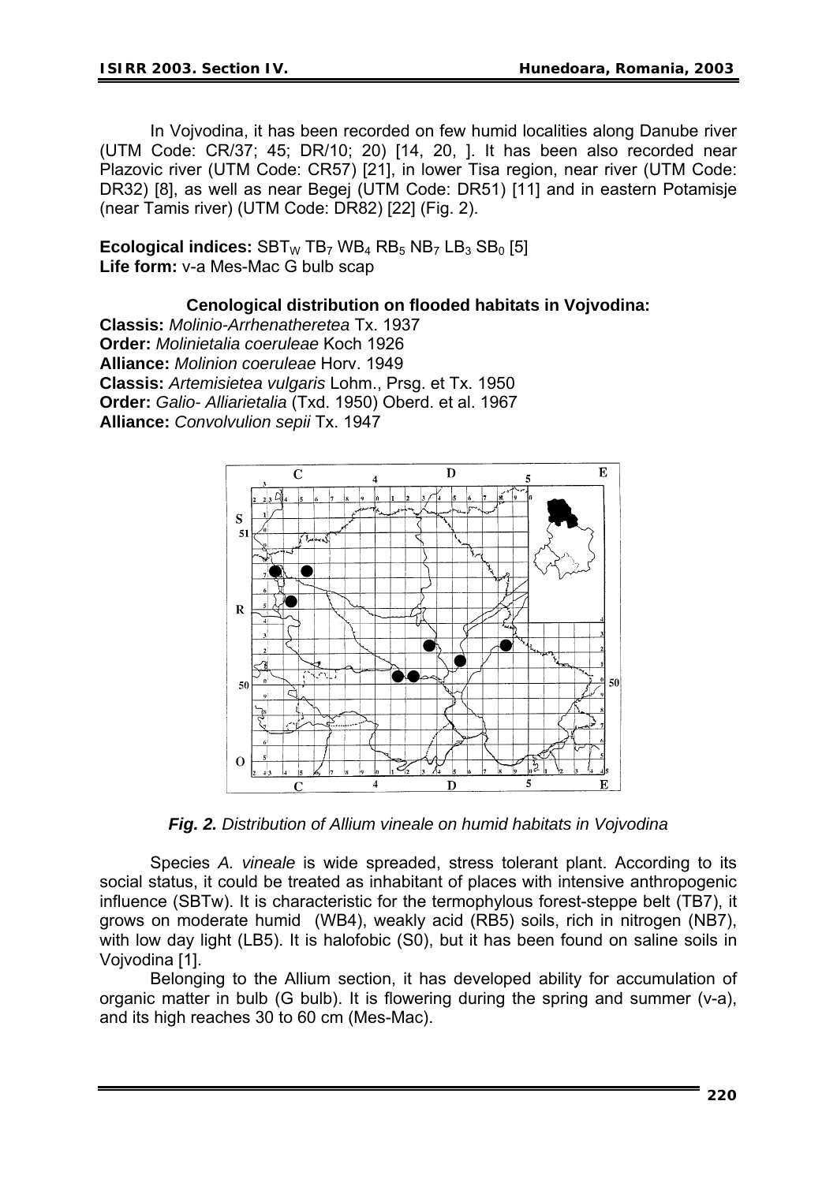In Vojvodina, it has been recorded on few humid localities along Danube river (UTM Code: CR/37; 45; DR/10; 20) [14, 20, ]. It has been also recorded near Plazovic river (UTM Code: CR57) [21], in lower Tisa region, near river (UTM Code: DR32) [8], as well as near Begej (UTM Code: DR51) [11] and in eastern Potamisje (near Tamis river) (UTM Code: DR82) [22] (Fig. 2).

**Ecological indices:** $SBT_W$ $TB_7$ $WB_4$ $RB_5$ $NB_7$ $LB_3$ $SB_0$ [5]
**Life form:** v-a Mes-Mac G bulb scap

**Cenological distribution on flooded habitats in Vojvodina:**

**Classis:** *Molinio-Arrhenatheretea* Tx. 1937
**Order:** *Molinietalia coeruleae* Koch 1926
**Alliance:** *Molinion coeruleae* Horv. 1949
**Classis:** *Artemisietea vulgaris* Lohm., Prsg. et Tx. 1950
**Order:** *Galio- Alliarietalia* (Txd. 1950) Oberd. et al. 1967
**Alliance:** *Convolvulion sepii* Tx. 1947

***Fig. 2.*** *Distribution of Allium vineale on humid habitats in Vojvodina*

Species *A. vineale* is wide spreaded, stress tolerant plant. According to its social status, it could be treated as inhabitant of places with intensive anthropogenic influence (SBTw). It is characteristic for the termophylous forest-steppe belt (TB7), it grows on moderate humid (WB4), weakly acid (RB5) soils, rich in nitrogen (NB7), with low day light (LB5). It is halofobic (S0), but it has been found on saline soils in Vojvodina [1].

Belonging to the Allium section, it has developed ability for accumulation of organic matter in bulb (G bulb). It is flowering during the spring and summer (v-a), and its high reaches 30 to 60 cm (Mes-Mac).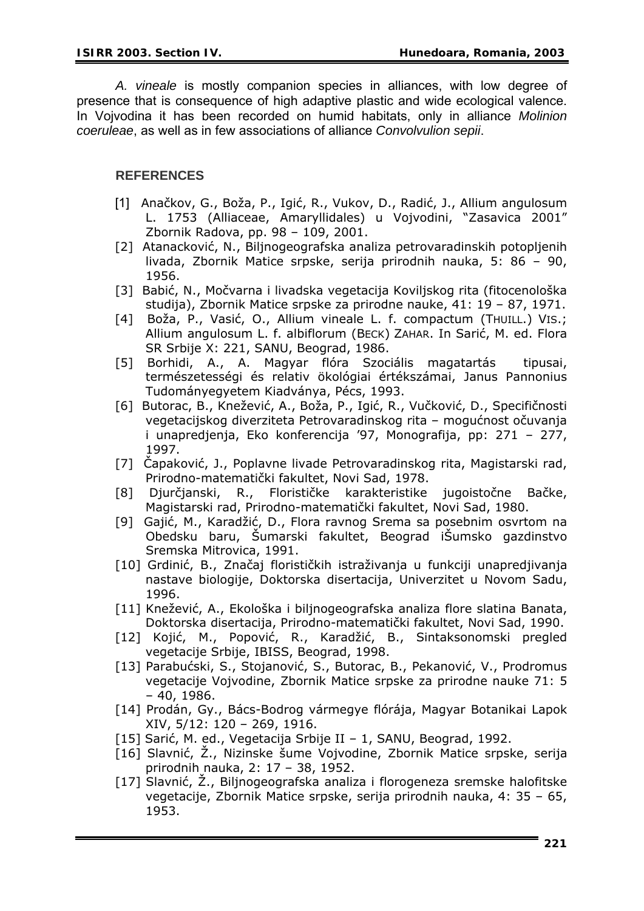*A. vineale* is mostly companion species in alliances, with low degree of presence that is consequence of high adaptive plastic and wide ecological valence. In Vojvodina it has been recorded on humid habitats, only in alliance *Molinion coeruleae*, as well as in few associations of alliance *Convolvulion sepii*.

## REFERENCES

[1] Anačkov, G., Boža, P., Igić, R., Vukov, D., Radić, J., Allium angulosum L. 1753 (Alliaceae, Amaryllidales) u Vojvodini, "Zasavica 2001" Zbornik Radova, pp. 98 – 109, 2001.

[2] Atanacković, N., Biljnogeografska analiza petrovaradinskih potopljenih livada, Zbornik Matice srpske, serija prirodnih nauka, 5: 86 – 90, 1956.

[3] Babić, N., Močvarna i livadska vegetacija Koviljskog rita (fitocenološka studija), Zbornik Matice srpske za prirodne nauke, 41: 19 – 87, 1971.

[4] Boža, P., Vasić, O., Allium vineale L. f. compactum (THUILL.) VIS.; Allium angulosum L. f. albiflorum (BECK) ZAHAR. In Sarić, M. ed. Flora SR Srbije X: 221, SANU, Beograd, 1986.

[5] Borhidi, A., A. Magyar flóra Szociális magatartás tipusai, természetességi és relativ ökológiai értékszámai, Janus Pannonius Tudományegyetem Kiadványa, Pécs, 1993.

[6] Butorac, B., Knežević, A., Boža, P., Igić, R., Vučković, D., Specifičnosti vegetacijskog diverziteta Petrovaradinskog rita – mogućnost očuvanja i unapredjenja, Eko konferencija '97, Monografija, pp: 271 – 277, 1997.

[7] Čapaković, J., Poplavne livade Petrovaradinskog rita, Magistarski rad, Prirodno-matematički fakultet, Novi Sad, 1978.

[8] Djurčjanski, R., Florističke karakteristike jugoistočne Bačke, Magistarski rad, Prirodno-matematički fakultet, Novi Sad, 1980.

[9] Gajić, M., Karadžić, D., Flora ravnog Srema sa posebnim osvrtom na Obedsku baru, Šumarski fakultet, Beograd iŠumsko gazdinstvo Sremska Mitrovica, 1991.

[10] Grdinić, B., Značaj florističkih istraživanja u funkciji unapredjivanja nastave biologije, Doktorska disertacija, Univerzitet u Novom Sadu, 1996.

[11] Knežević, A., Ekološka i biljnogeografska analiza flore slatina Banata, Doktorska disertacija, Prirodno-matematički fakultet, Novi Sad, 1990.

[12] Kojić, M., Popović, R., Karadžić, B., Sintaksonomski pregled vegetacije Srbije, IBISS, Beograd, 1998.

[13] Parabućski, S., Stojanović, S., Butorac, B., Pekanović, V., Prodromus vegetacije Vojvodine, Zbornik Matice srpske za prirodne nauke 71: 5 – 40, 1986.

[14] Prodán, Gy., Bács-Bodrog vármegye flórája, Magyar Botanikai Lapok XIV, 5/12: 120 – 269, 1916.

[15] Sarić, M. ed., Vegetacija Srbije II – 1, SANU, Beograd, 1992.

[16] Slavnić, Ž., Nizinske šume Vojvodine, Zbornik Matice srpske, serija prirodnih nauka, 2: 17 – 38, 1952.

[17] Slavnić, Ž., Biljnogeografska analiza i florogeneza sremske halofitske vegetacije, Zbornik Matice srpske, serija prirodnih nauka, 4: 35 – 65, 1953.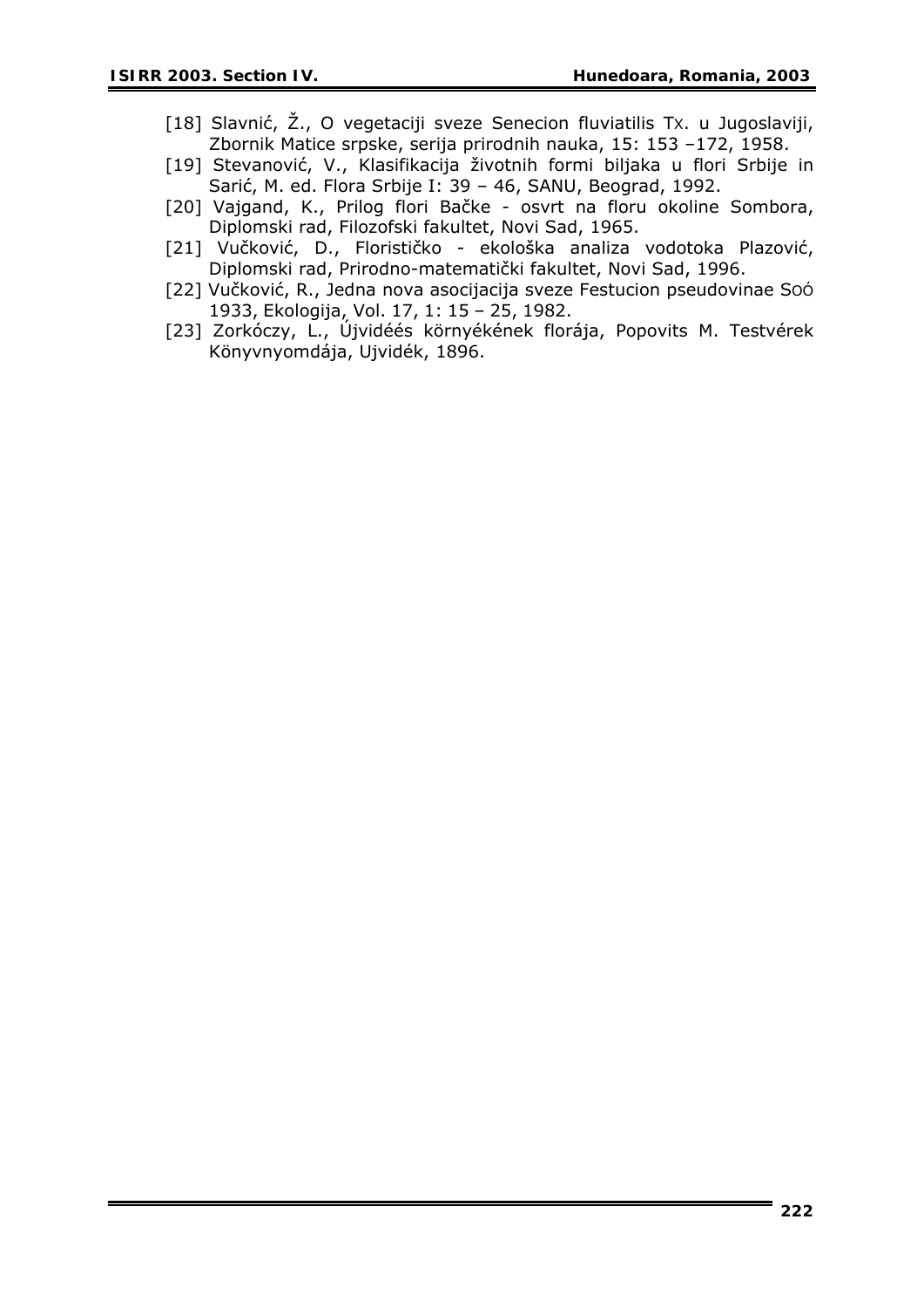[18] Slavnić, Ž., O vegetaciji sveze Senecion fluviatilis TX. u Jugoslaviji, Zbornik Matice srpske, serija prirodnih nauka, 15: 153 –172, 1958.

[19] Stevanović, V., Klasifikacija životnih formi biljaka u flori Srbije in Sarić, M. ed. Flora Srbije I: 39 – 46, SANU, Beograd, 1992.

[20] Vajgand, K., Prilog flori Bačke - osvrt na floru okoline Sombora, Diplomski rad, Filozofski fakultet, Novi Sad, 1965.

[21] Vučković, D., Florističko - ekološka analiza vodotoka Plazović, Diplomski rad, Prirodno-matematički fakultet, Novi Sad, 1996.

[22] Vučković, R., Jedna nova asocijacija sveze Festucion pseudovinae SOÓ 1933, Ekologija, Vol. 17, 1: 15 – 25, 1982.

[23] Zorkóczy, L., Újvidéés környékének flórája, Popovits M. Testvérek Könyvnyomdája, Ujvidék, 1896.